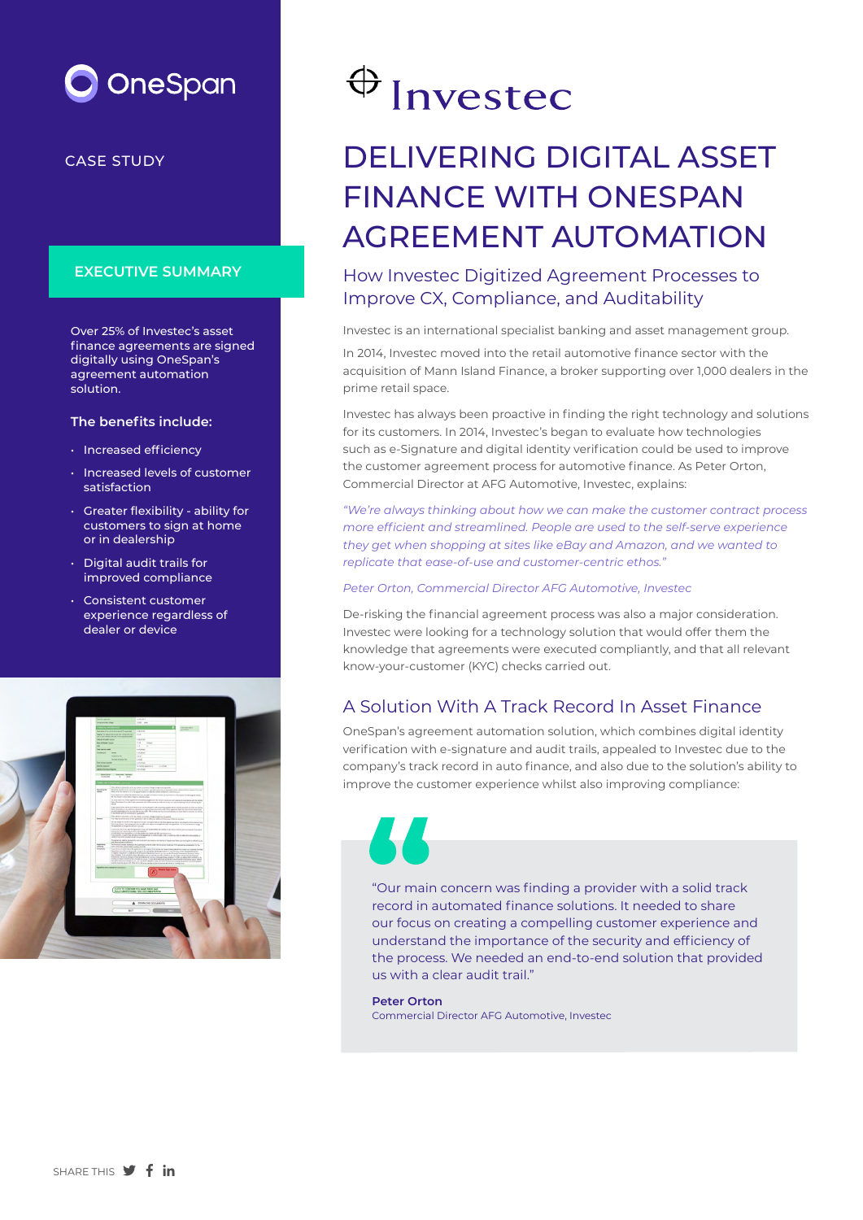OneSpan

CASE STUDY

Investec

# DELIVERING DIGITAL ASSET FINANCE WITH ONESPAN AGREEMENT AUTOMATION

## How Investec Digitized Agreement Processes to Improve CX, Compliance, and Auditability

### EXECUTIVE SUMMARY

Over 25% of Investec's asset finance agreements are signed digitally using OneSpan's agreement automation solution.

**The benefits include:**

- Increased efficiency
- Increased levels of customer satisfaction
- Greater flexibility - ability for customers to sign at home or in dealership
- Digital audit trails for improved compliance
- Consistent customer experience regardless of dealer or device

Investec is an international specialist banking and asset management group.

In 2014, Investec moved into the retail automotive finance sector with the acquisition of Mann Island Finance, a broker supporting over 1,000 dealers in the prime retail space.

Investec has always been proactive in finding the right technology and solutions for its customers. In 2014, Investec's began to evaluate how technologies such as e-Signature and digital identity verification could be used to improve the customer agreement process for automotive finance. As Peter Orton, Commercial Director at AFG Automotive, Investec, explains:

*"We're always thinking about how we can make the customer contract process more efficient and streamlined. People are used to the self-serve experience they get when shopping at sites like eBay and Amazon, and we wanted to replicate that ease-of-use and customer-centric ethos."*

*Peter Orton, Commercial Director AFG Automotive, Investec*

De-risking the financial agreement process was also a major consideration. Investec were looking for a technology solution that would offer them the knowledge that agreements were executed compliantly, and that all relevant know-your-customer (KYC) checks carried out.

## A Solution With A Track Record In Asset Finance

OneSpan's agreement automation solution, which combines digital identity verification with e-signature and audit trails, appealed to Investec due to the company's track record in auto finance, and also due to the solution's ability to improve the customer experience whilst also improving compliance:

> "Our main concern was finding a provider with a solid track record in automated finance solutions. It needed to share our focus on creating a compelling customer experience and understand the importance of the security and efficiency of the process. We needed an end-to-end solution that provided us with a clear audit trail."
>
> **Peter Orton**
> Commercial Director AFG Automotive, Investec

SHARE THIS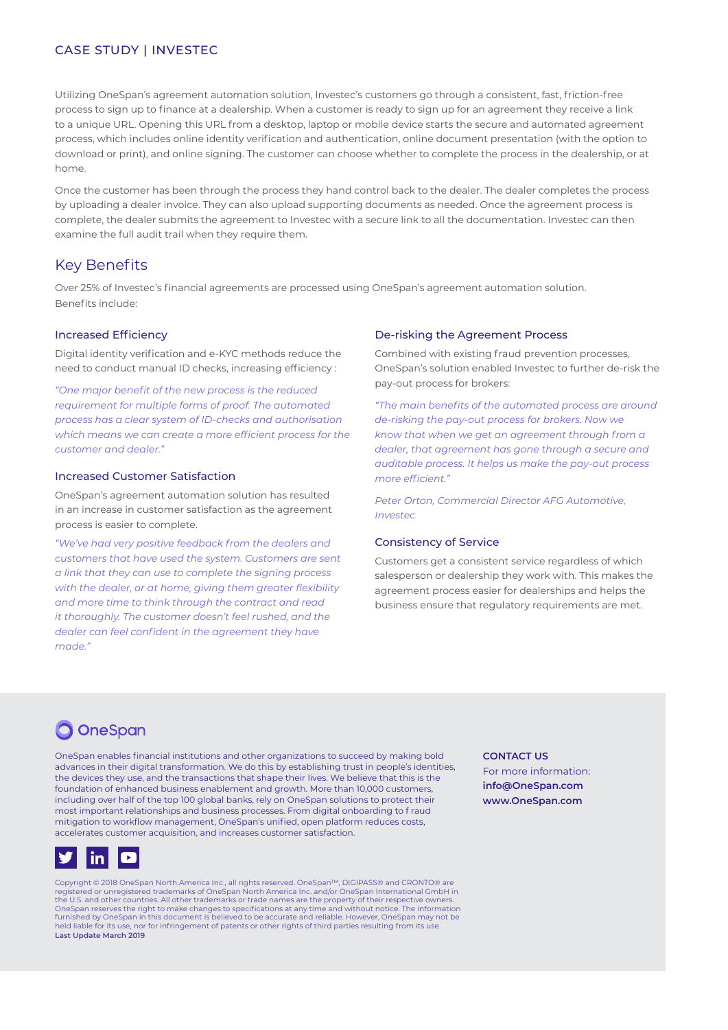Utilizing OneSpan's agreement automation solution, Investec's customers go through a consistent, fast, friction-free process to sign up to finance at a dealership. When a customer is ready to sign up for an agreement they receive a link to a unique URL. Opening this URL from a desktop, laptop or mobile device starts the secure and automated agreement process, which includes online identity verification and authentication, online document presentation (with the option to download or print), and online signing. The customer can choose whether to complete the process in the dealership, or at home.

Once the customer has been through the process they hand control back to the dealer. The dealer completes the process by uploading a dealer invoice. They can also upload supporting documents as needed. Once the agreement process is complete, the dealer submits the agreement to Investec with a secure link to all the documentation. Investec can then examine the full audit trail when they require them.

## Key Benefits

Over 25% of Investec's financial agreements are processed using OneSpan's agreement automation solution. Benefits include:

### Increased Efficiency

Digital identity verification and e-KYC methods reduce the need to conduct manual ID checks, increasing efficiency :

*"One major benefit of the new process is the reduced requirement for multiple forms of proof. The automated process has a clear system of ID-checks and authorisation which means we can create a more efficient process for the customer and dealer."*

### Increased Customer Satisfaction

OneSpan's agreement automation solution has resulted in an increase in customer satisfaction as the agreement process is easier to complete.

*"We've had very positive feedback from the dealers and customers that have used the system. Customers are sent a link that they can use to complete the signing process with the dealer, or at home, giving them greater flexibility and more time to think through the contract and read it thoroughly. The customer doesn't feel rushed, and the dealer can feel confident in the agreement they have made."*

### De-risking the Agreement Process

Combined with existing fraud prevention processes, OneSpan's solution enabled Investec to further de-risk the pay-out process for brokers:

*"The main benefits of the automated process are around de-risking the pay-out process for brokers. Now we know that when we get an agreement through from a dealer, that agreement has gone through a secure and auditable process. It helps us make the pay-out process more efficient."*

*Peter Orton, Commercial Director AFG Automotive, Investec*

### Consistency of Service

Customers get a consistent service regardless of which salesperson or dealership they work with. This makes the agreement process easier for dealerships and helps the business ensure that regulatory requirements are met.

OneSpan

OneSpan enables financial institutions and other organizations to succeed by making bold advances in their digital transformation. We do this by establishing trust in people's identities, the devices they use, and the transactions that shape their lives. We believe that this is the foundation of enhanced business enablement and growth. More than 10,000 customers, including over half of the top 100 global banks, rely on OneSpan solutions to protect their most important relationships and business processes. From digital onboarding to f raud mitigation to workflow management, OneSpan's unified, open platform reduces costs, accelerates customer acquisition, and increases customer satisfaction.

**CONTACT US**
For more information:
**info@OneSpan.com**
**www.OneSpan.com**

Copyright © 2018 OneSpan North America Inc., all rights reserved. OneSpan™, DIGIPASS® and CRONTO® are registered or unregistered trademarks of OneSpan North America Inc. and/or OneSpan International GmbH in the U.S. and other countries. All other trademarks or trade names are the property of their respective owners. OneSpan reserves the right to make changes to specifications at any time and without notice. The information furnished by OneSpan in this document is believed to be accurate and reliable. However, OneSpan may not be held liable for its use, nor for infringement of patents or other rights of third parties resulting from its use.
**Last Update March 2019**